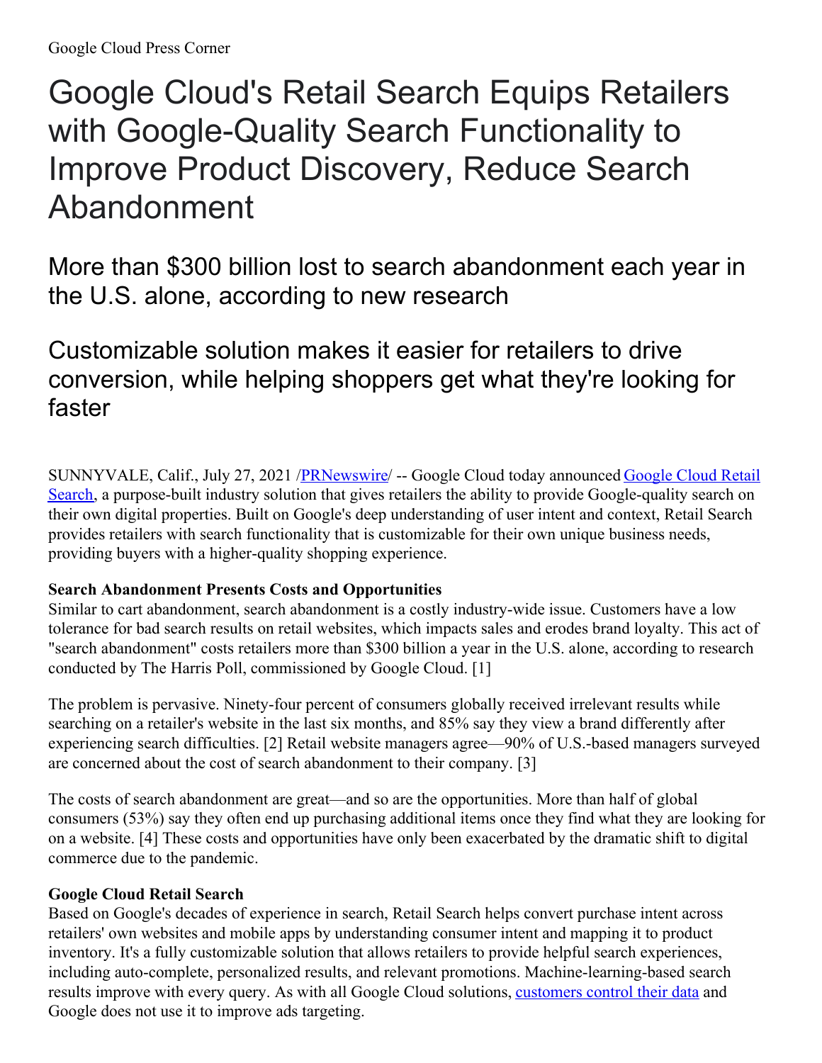Google Cloud Press Corner

# Google Cloud's Retail Search Equips Retailers with Google-Quality Search Functionality to Improve Product Discovery, Reduce Search Abandonment

## More than $300 billion lost to search abandonment each year in the U.S. alone, according to new research

## Customizable solution makes it easier for retailers to drive conversion, while helping shoppers get what they're looking for faster

SUNNYVALE, Calif., July 27, 2021 /PRNewswire/ -- Google Cloud today announced Google Cloud Retail Search, a purpose-built industry solution that gives retailers the ability to provide Google-quality search on their own digital properties. Built on Google's deep understanding of user intent and context, Retail Search provides retailers with search functionality that is customizable for their own unique business needs, providing buyers with a higher-quality shopping experience.

**Search Abandonment Presents Costs and Opportunities**

Similar to cart abandonment, search abandonment is a costly industry-wide issue. Customers have a low tolerance for bad search results on retail websites, which impacts sales and erodes brand loyalty. This act of "search abandonment" costs retailers more than $300 billion a year in the U.S. alone, according to research conducted by The Harris Poll, commissioned by Google Cloud. [1]

The problem is pervasive. Ninety-four percent of consumers globally received irrelevant results while searching on a retailer's website in the last six months, and 85% say they view a brand differently after experiencing search difficulties. [2] Retail website managers agree—90% of U.S.-based managers surveyed are concerned about the cost of search abandonment to their company. [3]

The costs of search abandonment are great—and so are the opportunities. More than half of global consumers (53%) say they often end up purchasing additional items once they find what they are looking for on a website. [4] These costs and opportunities have only been exacerbated by the dramatic shift to digital commerce due to the pandemic.

**Google Cloud Retail Search**

Based on Google's decades of experience in search, Retail Search helps convert purchase intent across retailers' own websites and mobile apps by understanding consumer intent and mapping it to product inventory. It's a fully customizable solution that allows retailers to provide helpful search experiences, including auto-complete, personalized results, and relevant promotions. Machine-learning-based search results improve with every query. As with all Google Cloud solutions, customers control their data and Google does not use it to improve ads targeting.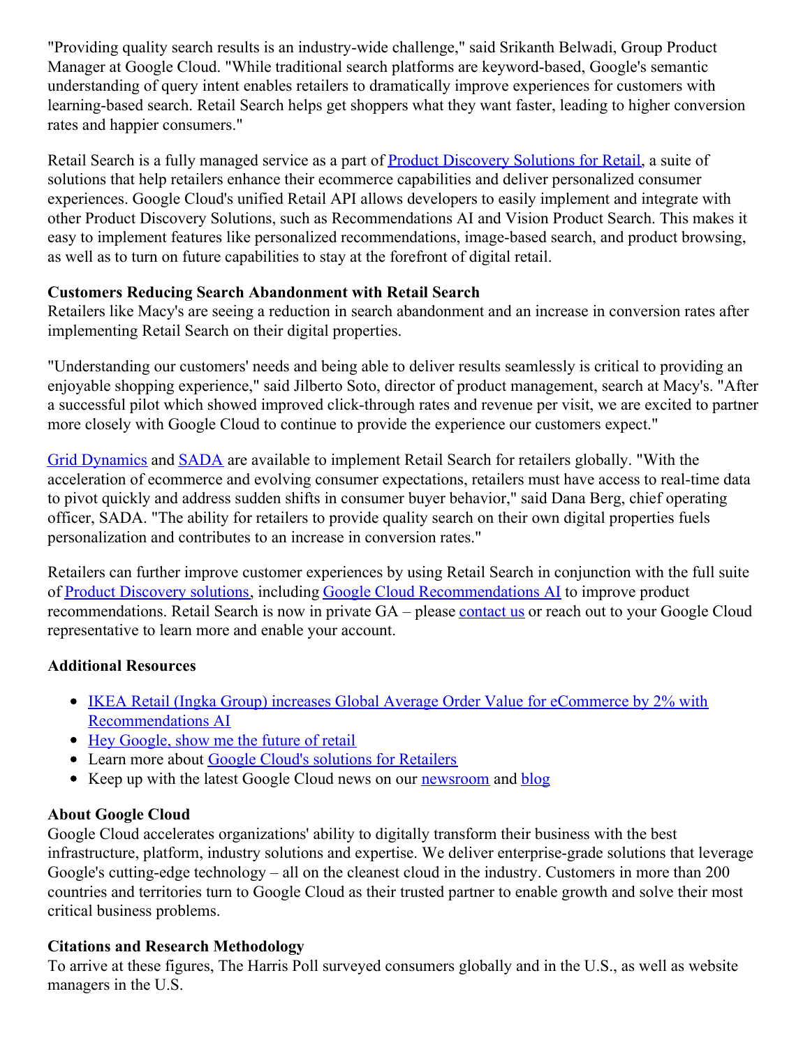"Providing quality search results is an industry-wide challenge," said Srikanth Belwadi, Group Product Manager at Google Cloud. "While traditional search platforms are keyword-based, Google's semantic understanding of query intent enables retailers to dramatically improve experiences for customers with learning-based search. Retail Search helps get shoppers what they want faster, leading to higher conversion rates and happier consumers."

Retail Search is a fully managed service as a part of Product Discovery Solutions for Retail, a suite of solutions that help retailers enhance their ecommerce capabilities and deliver personalized consumer experiences. Google Cloud's unified Retail API allows developers to easily implement and integrate with other Product Discovery Solutions, such as Recommendations AI and Vision Product Search. This makes it easy to implement features like personalized recommendations, image-based search, and product browsing, as well as to turn on future capabilities to stay at the forefront of digital retail.

**Customers Reducing Search Abandonment with Retail Search**

Retailers like Macy's are seeing a reduction in search abandonment and an increase in conversion rates after implementing Retail Search on their digital properties.

"Understanding our customers' needs and being able to deliver results seamlessly is critical to providing an enjoyable shopping experience," said Jilberto Soto, director of product management, search at Macy's. "After a successful pilot which showed improved click-through rates and revenue per visit, we are excited to partner more closely with Google Cloud to continue to provide the experience our customers expect."

Grid Dynamics and SADA are available to implement Retail Search for retailers globally. "With the acceleration of ecommerce and evolving consumer expectations, retailers must have access to real-time data to pivot quickly and address sudden shifts in consumer buyer behavior," said Dana Berg, chief operating officer, SADA. "The ability for retailers to provide quality search on their own digital properties fuels personalization and contributes to an increase in conversion rates."

Retailers can further improve customer experiences by using Retail Search in conjunction with the full suite of Product Discovery solutions, including Google Cloud Recommendations AI to improve product recommendations. Retail Search is now in private GA – please contact us or reach out to your Google Cloud representative to learn more and enable your account.

**Additional Resources**

- IKEA Retail (Ingka Group) increases Global Average Order Value for eCommerce by 2% with Recommendations AI
- Hey Google, show me the future of retail
- Learn more about Google Cloud's solutions for Retailers
- Keep up with the latest Google Cloud news on our newsroom and blog

**About Google Cloud**

Google Cloud accelerates organizations' ability to digitally transform their business with the best infrastructure, platform, industry solutions and expertise. We deliver enterprise-grade solutions that leverage Google's cutting-edge technology – all on the cleanest cloud in the industry. Customers in more than 200 countries and territories turn to Google Cloud as their trusted partner to enable growth and solve their most critical business problems.

**Citations and Research Methodology**

To arrive at these figures, The Harris Poll surveyed consumers globally and in the U.S., as well as website managers in the U.S.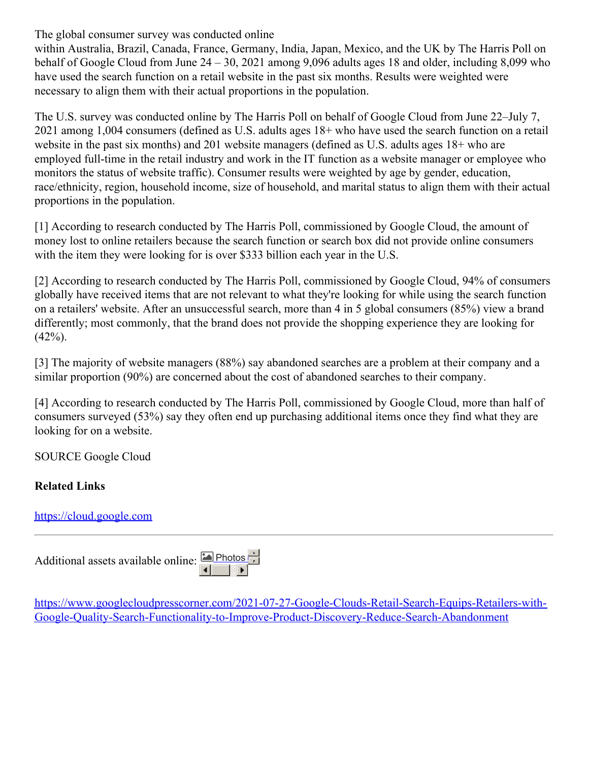The global consumer survey was conducted online within Australia, Brazil, Canada, France, Germany, India, Japan, Mexico, and the UK by The Harris Poll on behalf of Google Cloud from June 24 – 30, 2021 among 9,096 adults ages 18 and older, including 8,099 who have used the search function on a retail website in the past six months. Results were weighted were necessary to align them with their actual proportions in the population.

The U.S. survey was conducted online by The Harris Poll on behalf of Google Cloud from June 22–July 7, 2021 among 1,004 consumers (defined as U.S. adults ages 18+ who have used the search function on a retail website in the past six months) and 201 website managers (defined as U.S. adults ages 18+ who are employed full-time in the retail industry and work in the IT function as a website manager or employee who monitors the status of website traffic). Consumer results were weighted by age by gender, education, race/ethnicity, region, household income, size of household, and marital status to align them with their actual proportions in the population.

[1] According to research conducted by The Harris Poll, commissioned by Google Cloud, the amount of money lost to online retailers because the search function or search box did not provide online consumers with the item they were looking for is over $333 billion each year in the U.S.

[2] According to research conducted by The Harris Poll, commissioned by Google Cloud, 94% of consumers globally have received items that are not relevant to what they're looking for while using the search function on a retailers' website. After an unsuccessful search, more than 4 in 5 global consumers (85%) view a brand differently; most commonly, that the brand does not provide the shopping experience they are looking for (42%).

[3] The majority of website managers (88%) say abandoned searches are a problem at their company and a similar proportion (90%) are concerned about the cost of abandoned searches to their company.

[4] According to research conducted by The Harris Poll, commissioned by Google Cloud, more than half of consumers surveyed (53%) say they often end up purchasing additional items once they find what they are looking for on a website.

SOURCE Google Cloud

**Related Links**

https://cloud.google.com

---

Additional assets available online: Photos

https://www.googlecloudpresscorner.com/2021-07-27-Google-Clouds-Retail-Search-Equips-Retailers-with-Google-Quality-Search-Functionality-to-Improve-Product-Discovery-Reduce-Search-Abandonment